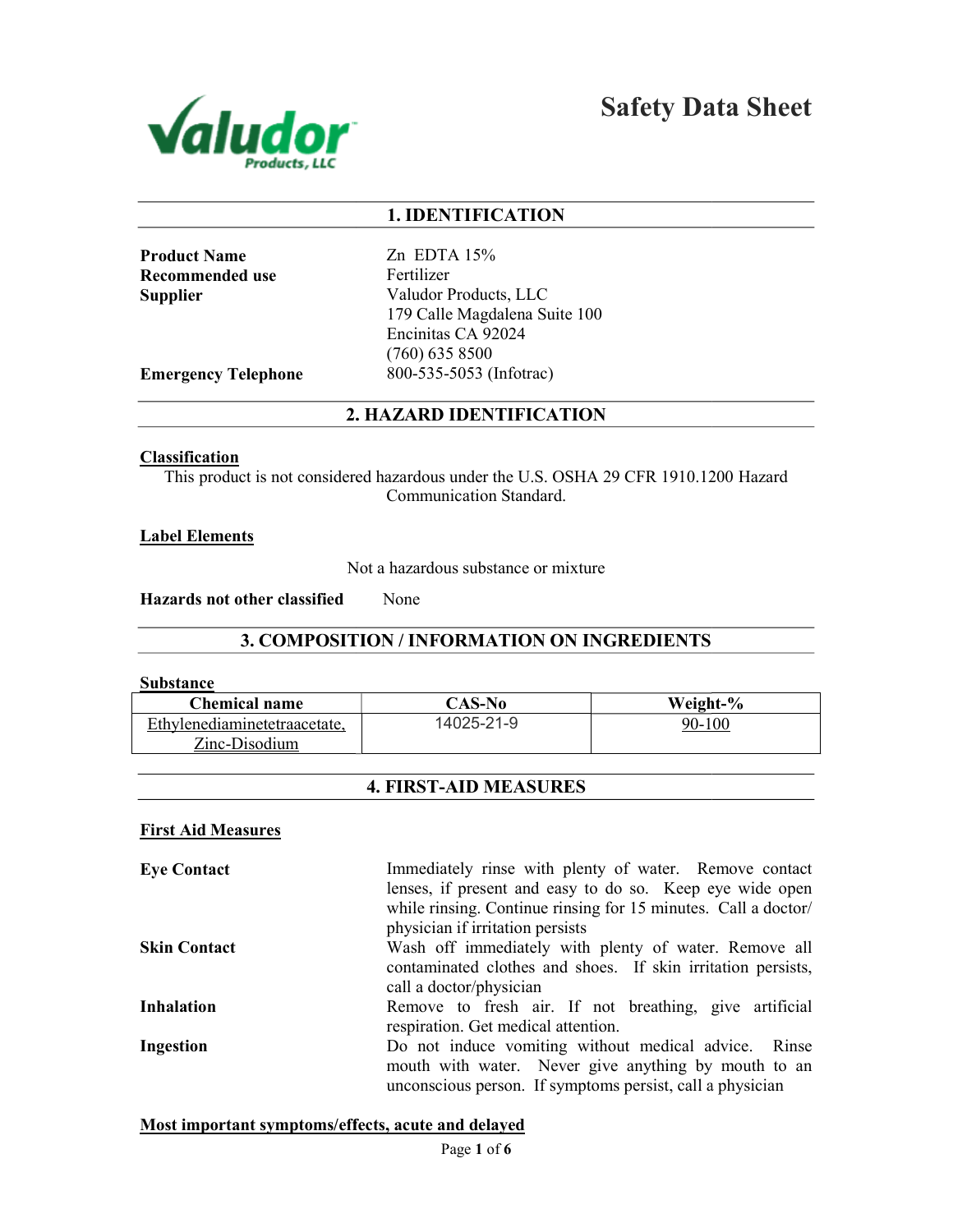# Safety Data Sheet

Valudor Products, LLC

## 1. IDENTIFICATION

**Product Name** Zn EDTA 15%

**Recommended use** Fertilizer

**Supplier** Valudor Products, LLC
179 Calle Magdalena Suite 100
Encinitas CA 92024
(760) 635 8500

**Emergency Telephone** 800-535-5053 (Infotrac)

## 2. HAZARD IDENTIFICATION

**Classification**

This product is not considered hazardous under the U.S. OSHA 29 CFR 1910.1200 Hazard Communication Standard.

**Label Elements**

Not a hazardous substance or mixture

**Hazards not other classified** None

## 3. COMPOSITION / INFORMATION ON INGREDIENTS

**Substance**

| Chemical name | CAS-No | Weight-% |
|---|---|---|
| Ethylenediaminetetraacetate, Zinc-Disodium | 14025-21-9 | 90-100 |

## 4. FIRST-AID MEASURES

**First Aid Measures**

**Eye Contact** Immediately rinse with plenty of water. Remove contact lenses, if present and easy to do so. Keep eye wide open while rinsing. Continue rinsing for 15 minutes. Call a doctor/ physician if irritation persists

**Skin Contact** Wash off immediately with plenty of water. Remove all contaminated clothes and shoes. If skin irritation persists, call a doctor/physician

**Inhalation** Remove to fresh air. If not breathing, give artificial respiration. Get medical attention.

**Ingestion** Do not induce vomiting without medical advice. Rinse mouth with water. Never give anything by mouth to an unconscious person. If symptoms persist, call a physician

**Most important symptoms/effects, acute and delayed**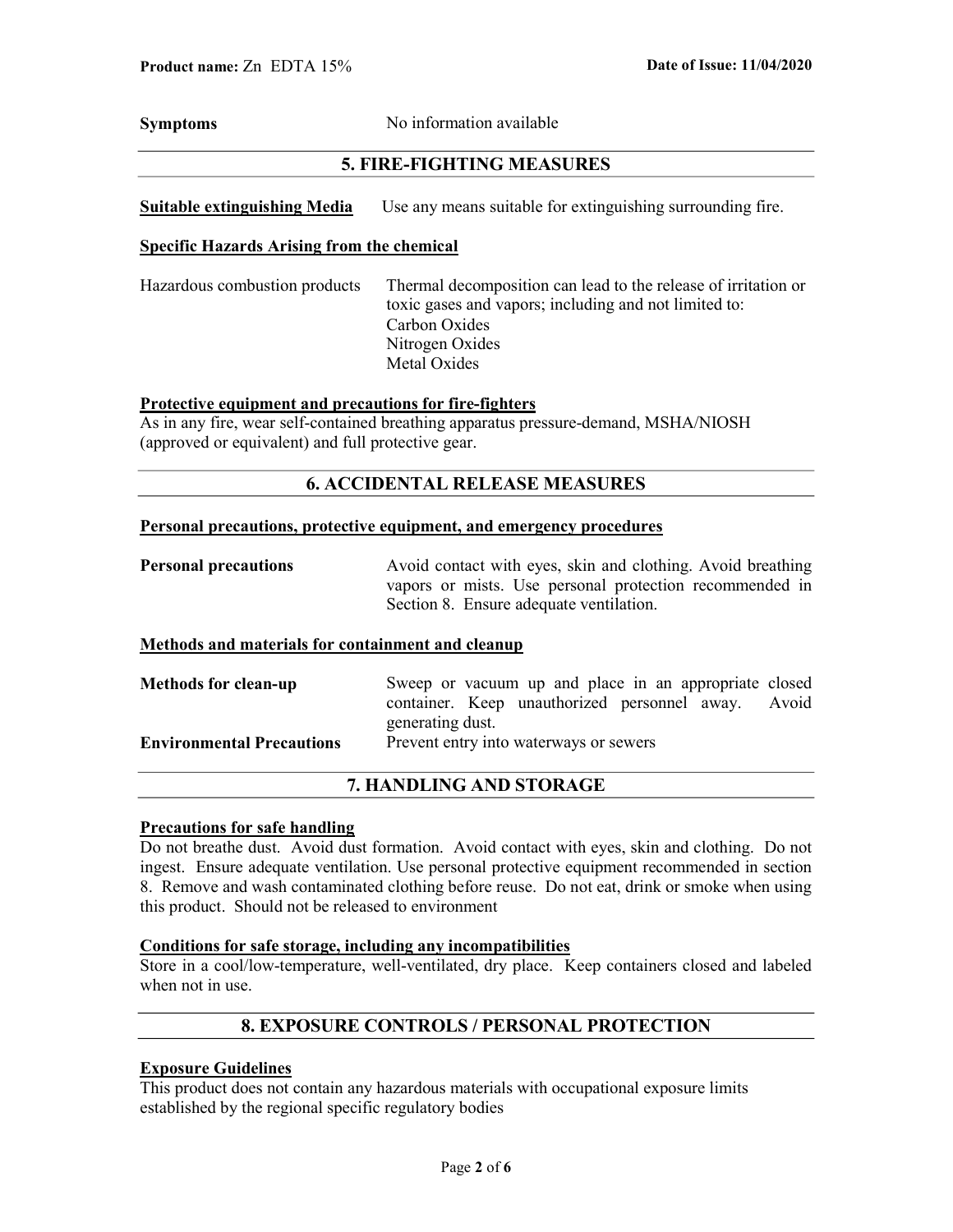**Symptoms** No information available

## 5. FIRE-FIGHTING MEASURES

**Suitable extinguishing Media** Use any means suitable for extinguishing surrounding fire.

**Specific Hazards Arising from the chemical**

Hazardous combustion products — Thermal decomposition can lead to the release of irritation or toxic gases and vapors; including and not limited to:
Carbon Oxides
Nitrogen Oxides
Metal Oxides

**Protective equipment and precautions for fire-fighters**
As in any fire, wear self-contained breathing apparatus pressure-demand, MSHA/NIOSH (approved or equivalent) and full protective gear.

## 6. ACCIDENTAL RELEASE MEASURES

**Personal precautions, protective equipment, and emergency procedures**

**Personal precautions** Avoid contact with eyes, skin and clothing. Avoid breathing vapors or mists. Use personal protection recommended in Section 8. Ensure adequate ventilation.

**Methods and materials for containment and cleanup**

**Methods for clean-up** Sweep or vacuum up and place in an appropriate closed container. Keep unauthorized personnel away. Avoid generating dust.

**Environmental Precautions** Prevent entry into waterways or sewers

## 7. HANDLING AND STORAGE

**Precautions for safe handling**
Do not breathe dust. Avoid dust formation. Avoid contact with eyes, skin and clothing. Do not ingest. Ensure adequate ventilation. Use personal protective equipment recommended in section 8. Remove and wash contaminated clothing before reuse. Do not eat, drink or smoke when using this product. Should not be released to environment

**Conditions for safe storage, including any incompatibilities**
Store in a cool/low-temperature, well-ventilated, dry place. Keep containers closed and labeled when not in use.

## 8. EXPOSURE CONTROLS / PERSONAL PROTECTION

**Exposure Guidelines**
This product does not contain any hazardous materials with occupational exposure limits established by the regional specific regulatory bodies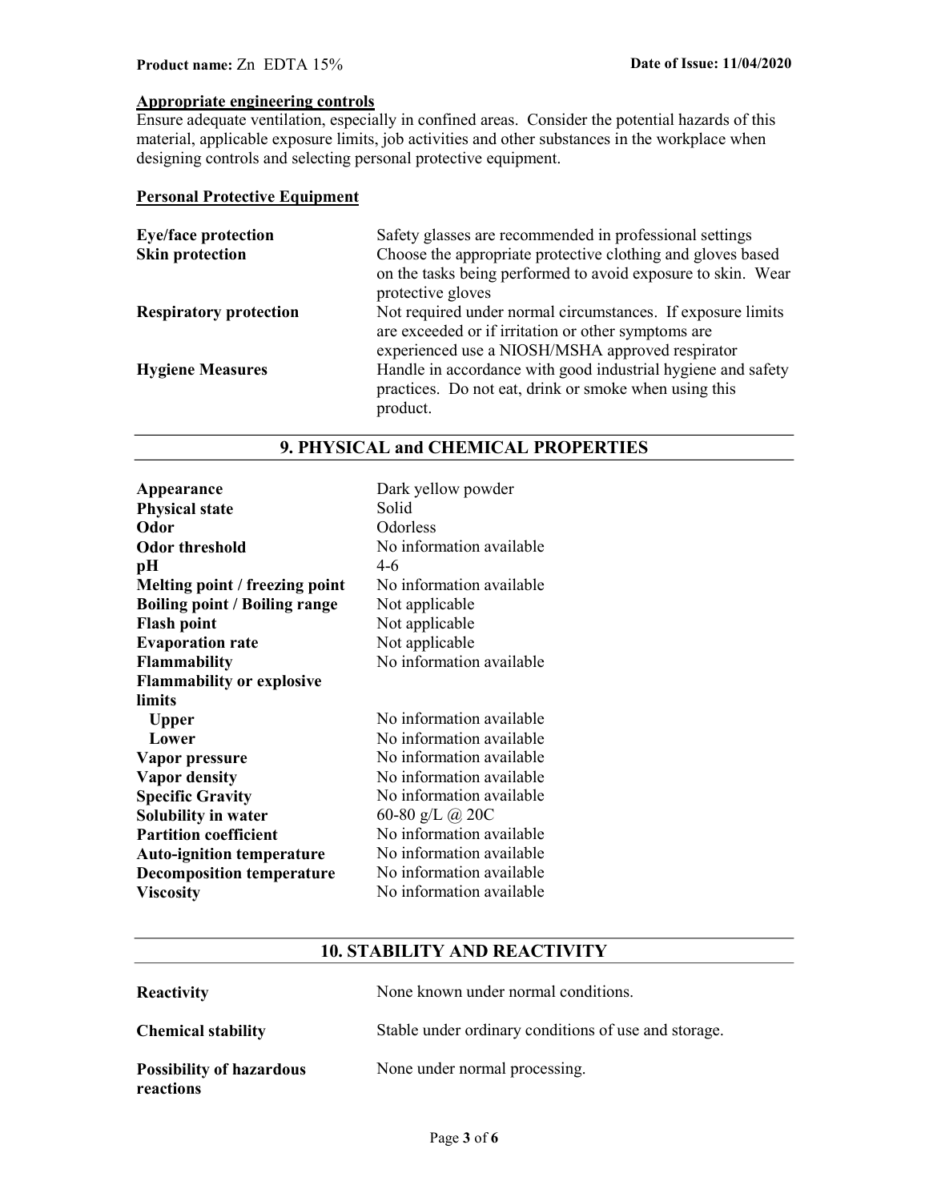**Appropriate engineering controls**

Ensure adequate ventilation, especially in confined areas. Consider the potential hazards of this material, applicable exposure limits, job activities and other substances in the workplace when designing controls and selecting personal protective equipment.

**Personal Protective Equipment**

| | |
|---|---|
| **Eye/face protection** | Safety glasses are recommended in professional settings |
| **Skin protection** | Choose the appropriate protective clothing and gloves based on the tasks being performed to avoid exposure to skin. Wear protective gloves |
| **Respiratory protection** | Not required under normal circumstances. If exposure limits are exceeded or if irritation or other symptoms are experienced use a NIOSH/MSHA approved respirator |
| **Hygiene Measures** | Handle in accordance with good industrial hygiene and safety practices. Do not eat, drink or smoke when using this product. |

## 9. PHYSICAL and CHEMICAL PROPERTIES

| | |
|---|---|
| **Appearance** | Dark yellow powder |
| **Physical state** | Solid |
| **Odor** | Odorless |
| **Odor threshold** | No information available |
| **pH** | 4-6 |
| **Melting point / freezing point** | No information available |
| **Boiling point / Boiling range** | Not applicable |
| **Flash point** | Not applicable |
| **Evaporation rate** | Not applicable |
| **Flammability** | No information available |
| **Flammability or explosive limits** | |
| **Upper** | No information available |
| **Lower** | No information available |
| **Vapor pressure** | No information available |
| **Vapor density** | No information available |
| **Specific Gravity** | No information available |
| **Solubility in water** | 60-80 g/L @ 20C |
| **Partition coefficient** | No information available |
| **Auto-ignition temperature** | No information available |
| **Decomposition temperature** | No information available |
| **Viscosity** | No information available |

## 10. STABILITY AND REACTIVITY

| | |
|---|---|
| **Reactivity** | None known under normal conditions. |
| **Chemical stability** | Stable under ordinary conditions of use and storage. |
| **Possibility of hazardous reactions** | None under normal processing. |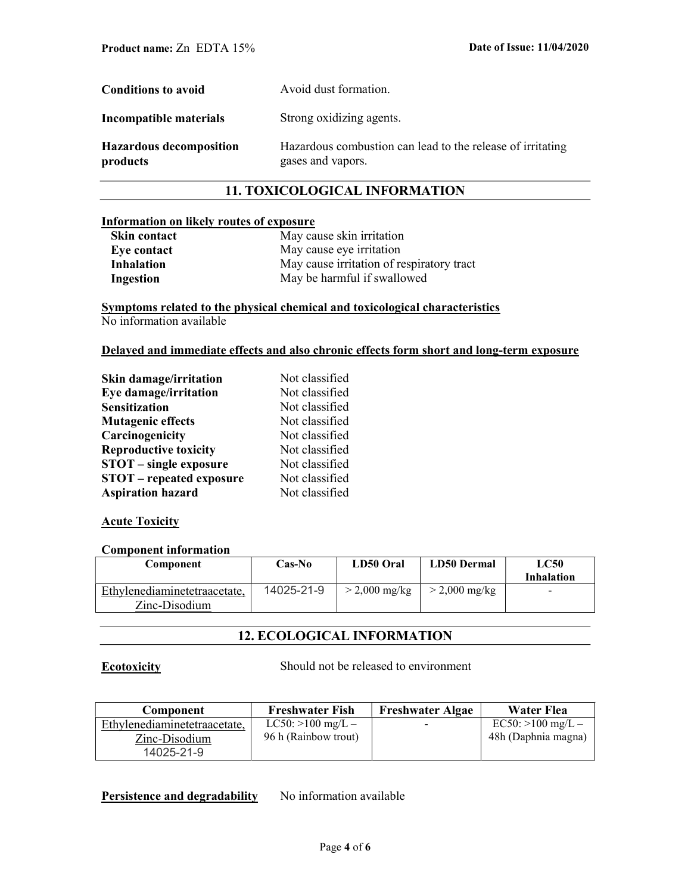| | |
|---|---|
| **Conditions to avoid** | Avoid dust formation. |
| **Incompatible materials** | Strong oxidizing agents. |
| **Hazardous decomposition products** | Hazardous combustion can lead to the release of irritating gases and vapors. |

## 11. TOXICOLOGICAL INFORMATION

**Information on likely routes of exposure**

| | |
|---|---|
| **Skin contact** | May cause skin irritation |
| **Eye contact** | May cause eye irritation |
| **Inhalation** | May cause irritation of respiratory tract |
| **Ingestion** | May be harmful if swallowed |

**Symptoms related to the physical chemical and toxicological characteristics**

No information available

**Delayed and immediate effects and also chronic effects form short and long-term exposure**

| | |
|---|---|
| **Skin damage/irritation** | Not classified |
| **Eye damage/irritation** | Not classified |
| **Sensitization** | Not classified |
| **Mutagenic effects** | Not classified |
| **Carcinogenicity** | Not classified |
| **Reproductive toxicity** | Not classified |
| **STOT – single exposure** | Not classified |
| **STOT – repeated exposure** | Not classified |
| **Aspiration hazard** | Not classified |

**Acute Toxicity**

**Component information**

| Component | Cas-No | LD50 Oral | LD50 Dermal | LC50 Inhalation |
|---|---|---|---|---|
| Ethylenediaminetetraacetate, Zinc-Disodium | 14025-21-9 | > 2,000 mg/kg | > 2,000 mg/kg | - |

## 12. ECOLOGICAL INFORMATION

**Ecotoxicity** Should not be released to environment

| Component | Freshwater Fish | Freshwater Algae | Water Flea |
|---|---|---|---|
| Ethylenediaminetetraacetate, Zinc-Disodium 14025-21-9 | LC50: >100 mg/L – 96 h (Rainbow trout) | - | EC50: >100 mg/L – 48h (Daphnia magna) |

**Persistence and degradability** No information available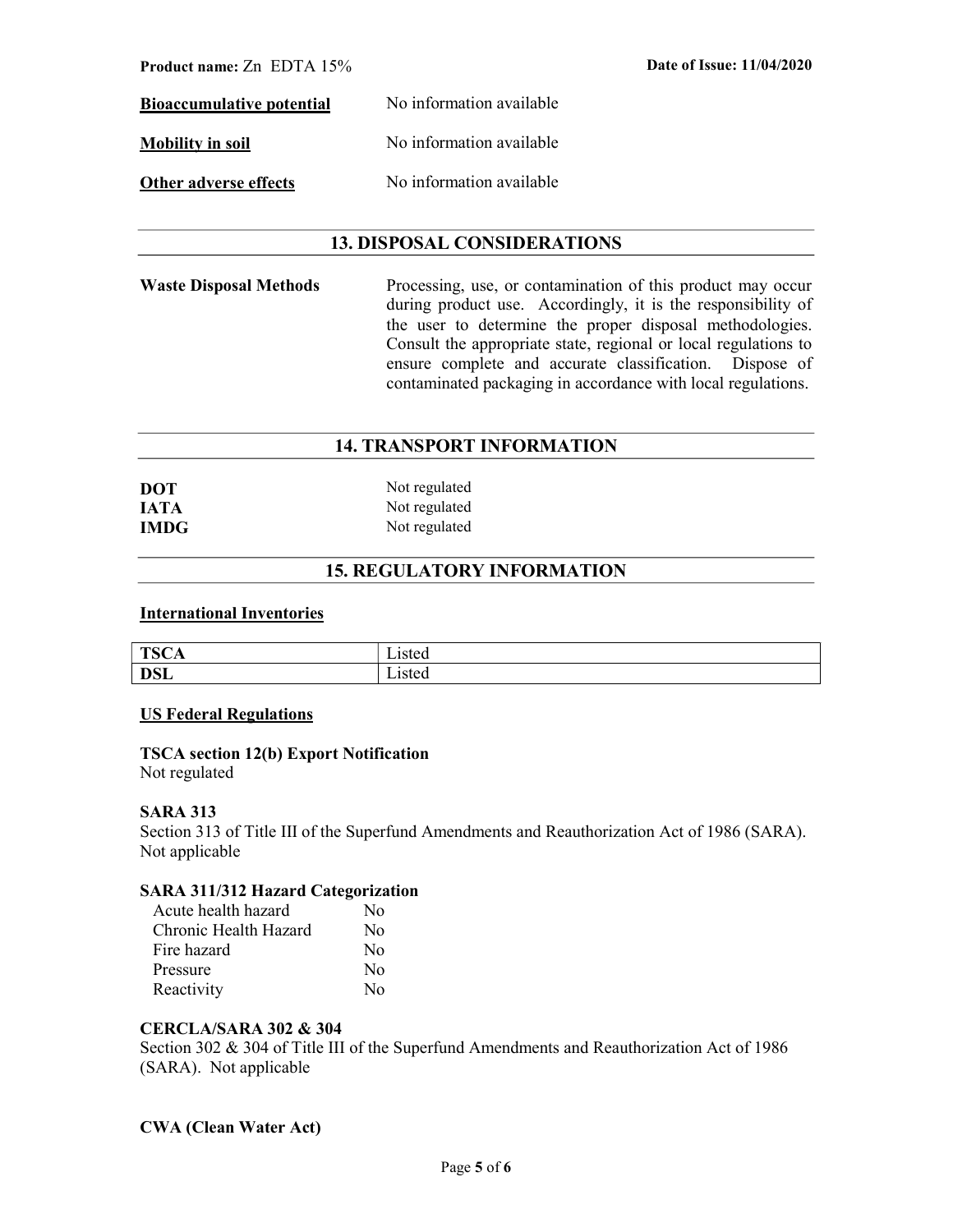**Bioaccumulative potential** No information available

**Mobility in soil** No information available

**Other adverse effects** No information available

## 13. DISPOSAL CONSIDERATIONS

**Waste Disposal Methods** Processing, use, or contamination of this product may occur during product use. Accordingly, it is the responsibility of the user to determine the proper disposal methodologies. Consult the appropriate state, regional or local regulations to ensure complete and accurate classification. Dispose of contaminated packaging in accordance with local regulations.

## 14. TRANSPORT INFORMATION

| | |
|---|---|
| **DOT** | Not regulated |
| **IATA** | Not regulated |
| **IMDG** | Not regulated |

## 15. REGULATORY INFORMATION

**International Inventories**

| | |
|---|---|
| **TSCA** | Listed |
| **DSL** | Listed |

**US Federal Regulations**

**TSCA section 12(b) Export Notification**
Not regulated

**SARA 313**
Section 313 of Title III of the Superfund Amendments and Reauthorization Act of 1986 (SARA). Not applicable

**SARA 311/312 Hazard Categorization**

| | |
|---|---|
| Acute health hazard | No |
| Chronic Health Hazard | No |
| Fire hazard | No |
| Pressure | No |
| Reactivity | No |

**CERCLA/SARA 302 & 304**
Section 302 & 304 of Title III of the Superfund Amendments and Reauthorization Act of 1986 (SARA). Not applicable

**CWA (Clean Water Act)**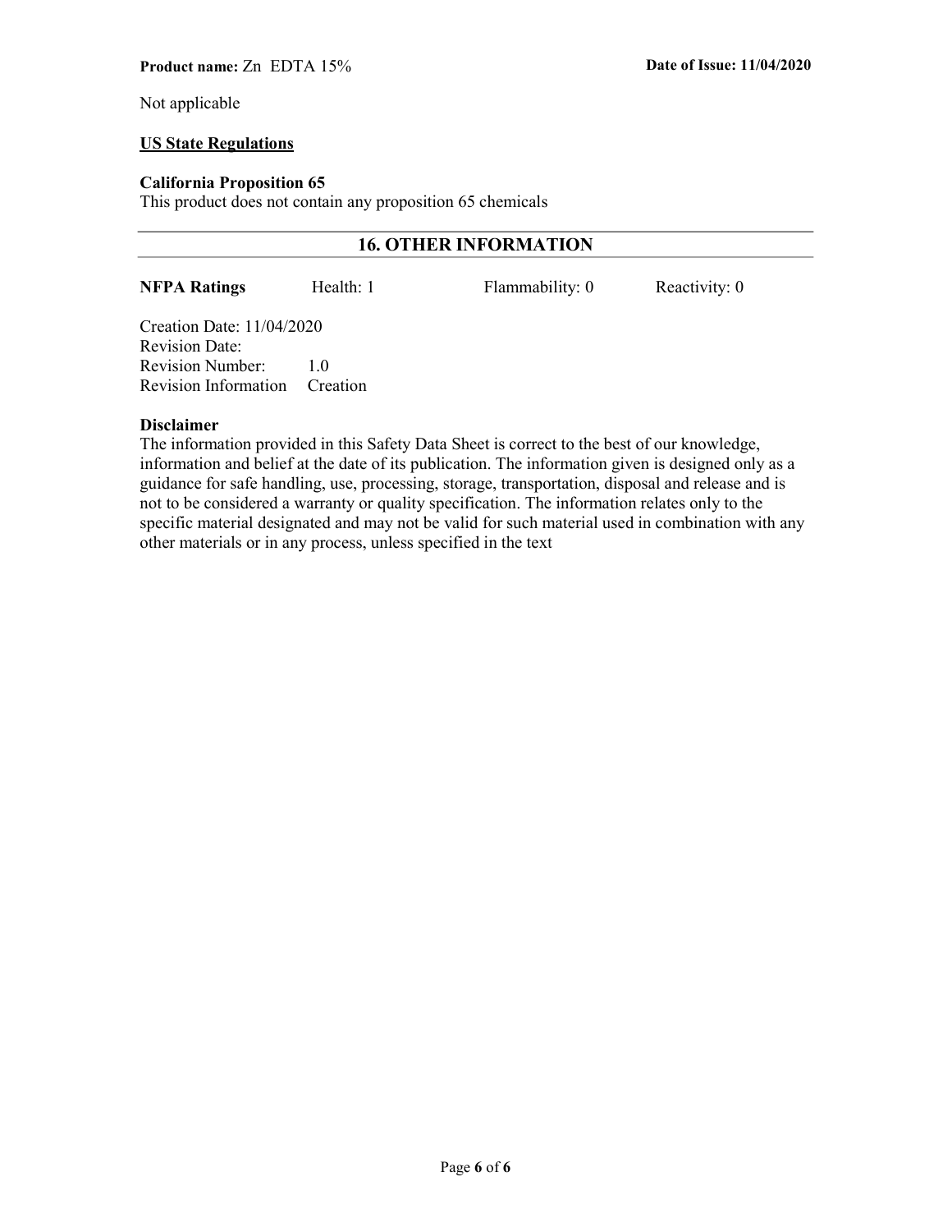Not applicable

**US State Regulations**

**California Proposition 65**
This product does not contain any proposition 65 chemicals

## 16. OTHER INFORMATION

| | | | |
|---|---|---|---|
| **NFPA Ratings** | Health: 1 | Flammability: 0 | Reactivity: 0 |

Creation Date: 11/04/2020
Revision Date:
Revision Number: 1.0
Revision Information Creation

**Disclaimer**
The information provided in this Safety Data Sheet is correct to the best of our knowledge, information and belief at the date of its publication. The information given is designed only as a guidance for safe handling, use, processing, storage, transportation, disposal and release and is not to be considered a warranty or quality specification. The information relates only to the specific material designated and may not be valid for such material used in combination with any other materials or in any process, unless specified in the text